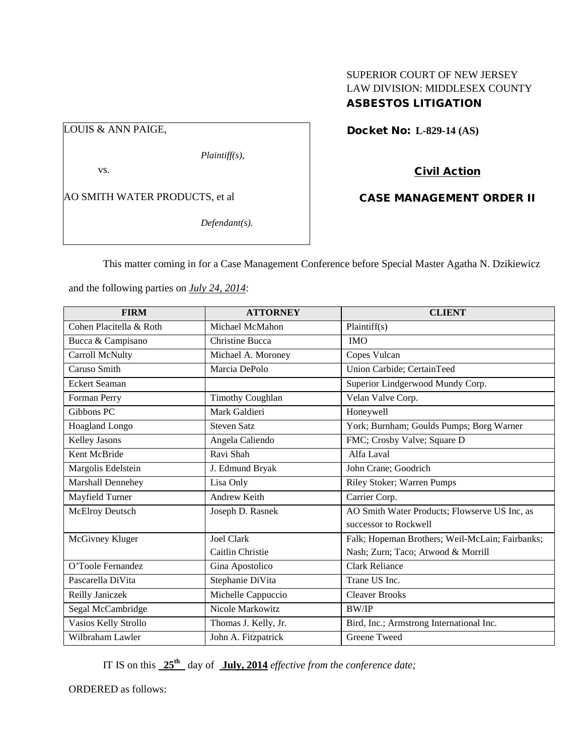SUPERIOR COURT OF NEW JERSEY
LAW DIVISION: MIDDLESEX COUNTY
**ASBESTOS LITIGATION**

LOUIS & ANN PAIGE,

*Plaintiff(s),*

vs.

AO SMITH WATER PRODUCTS, et al

*Defendant(s).*

**Docket No: L-829-14 (AS)**

**Civil Action**

**CASE MANAGEMENT ORDER II**

This matter coming in for a Case Management Conference before Special Master Agatha N. Dzikiewicz and the following parties on *July 24, 2014*:

| FIRM | ATTORNEY | CLIENT |
|---|---|---|
| Cohen Placitella & Roth | Michael McMahon | Plaintiff(s) |
| Bucca & Campisano | Christine Bucca | IMO |
| Carroll McNulty | Michael A. Moroney | Copes Vulcan |
| Caruso Smith | Marcia DePolo | Union Carbide; CertainTeed |
| Eckert Seaman | | Superior Lindgerwood Mundy Corp. |
| Forman Perry | Timothy Coughlan | Velan Valve Corp. |
| Gibbons PC | Mark Galdieri | Honeywell |
| Hoagland Longo | Steven Satz | York; Burnham; Goulds Pumps; Borg Warner |
| Kelley Jasons | Angela Caliendo | FMC; Crosby Valve; Square D |
| Kent McBride | Ravi Shah | Alfa Laval |
| Margolis Edelstein | J. Edmund Bryak | John Crane; Goodrich |
| Marshall Dennehey | Lisa Only | Riley Stoker; Warren Pumps |
| Mayfield Turner | Andrew Keith | Carrier Corp. |
| McElroy Deutsch | Joseph D. Rasnek | AO Smith Water Products; Flowserve US Inc, as successor to Rockwell |
| McGivney Kluger | Joel Clark<br>Caitlin Christie | Falk; Hopeman Brothers; Weil-McLain; Fairbanks; Nash; Zurn; Taco; Atwood & Morrill |
| O'Toole Fernandez | Gina Apostolico | Clark Reliance |
| Pascarella DiVita | Stephanie DiVita | Trane US Inc. |
| Reilly Janiczek | Michelle Cappuccio | Cleaver Brooks |
| Segal McCambridge | Nicole Markowitz | BW/IP |
| Vasios Kelly Strollo | Thomas J. Kelly, Jr. | Bird, Inc.; Armstrong International Inc. |
| Wilbraham Lawler | John A. Fitzpatrick | Greene Tweed |

IT IS on this **25th** day of **July, 2014** *effective from the conference date;*

ORDERED as follows: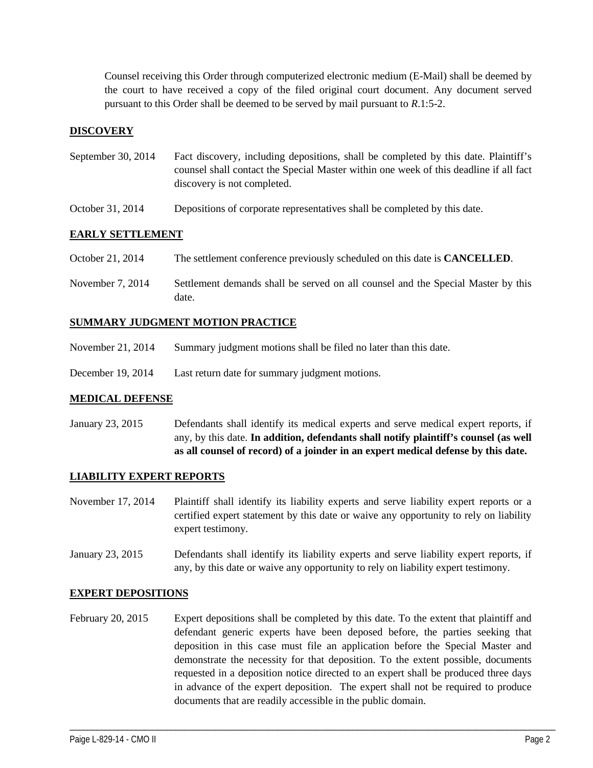Counsel receiving this Order through computerized electronic medium (E-Mail) shall be deemed by the court to have received a copy of the filed original court document. Any document served pursuant to this Order shall be deemed to be served by mail pursuant to *R*.1:5-2.

## DISCOVERY

| | |
|---|---|
| September 30, 2014 | Fact discovery, including depositions, shall be completed by this date. Plaintiff's counsel shall contact the Special Master within one week of this deadline if all fact discovery is not completed. |
| October 31, 2014 | Depositions of corporate representatives shall be completed by this date. |

## EARLY SETTLEMENT

| | |
|---|---|
| October 21, 2014 | The settlement conference previously scheduled on this date is **CANCELLED**. |
| November 7, 2014 | Settlement demands shall be served on all counsel and the Special Master by this date. |

## SUMMARY JUDGMENT MOTION PRACTICE

| | |
|---|---|
| November 21, 2014 | Summary judgment motions shall be filed no later than this date. |
| December 19, 2014 | Last return date for summary judgment motions. |

## MEDICAL DEFENSE

| | |
|---|---|
| January 23, 2015 | Defendants shall identify its medical experts and serve medical expert reports, if any, by this date. **In addition, defendants shall notify plaintiff's counsel (as well as all counsel of record) of a joinder in an expert medical defense by this date.** |

## LIABILITY EXPERT REPORTS

| | |
|---|---|
| November 17, 2014 | Plaintiff shall identify its liability experts and serve liability expert reports or a certified expert statement by this date or waive any opportunity to rely on liability expert testimony. |
| January 23, 2015 | Defendants shall identify its liability experts and serve liability expert reports, if any, by this date or waive any opportunity to rely on liability expert testimony. |

## EXPERT DEPOSITIONS

| | |
|---|---|
| February 20, 2015 | Expert depositions shall be completed by this date. To the extent that plaintiff and defendant generic experts have been deposed before, the parties seeking that deposition in this case must file an application before the Special Master and demonstrate the necessity for that deposition. To the extent possible, documents requested in a deposition notice directed to an expert shall be produced three days in advance of the expert deposition. The expert shall not be required to produce documents that are readily accessible in the public domain. |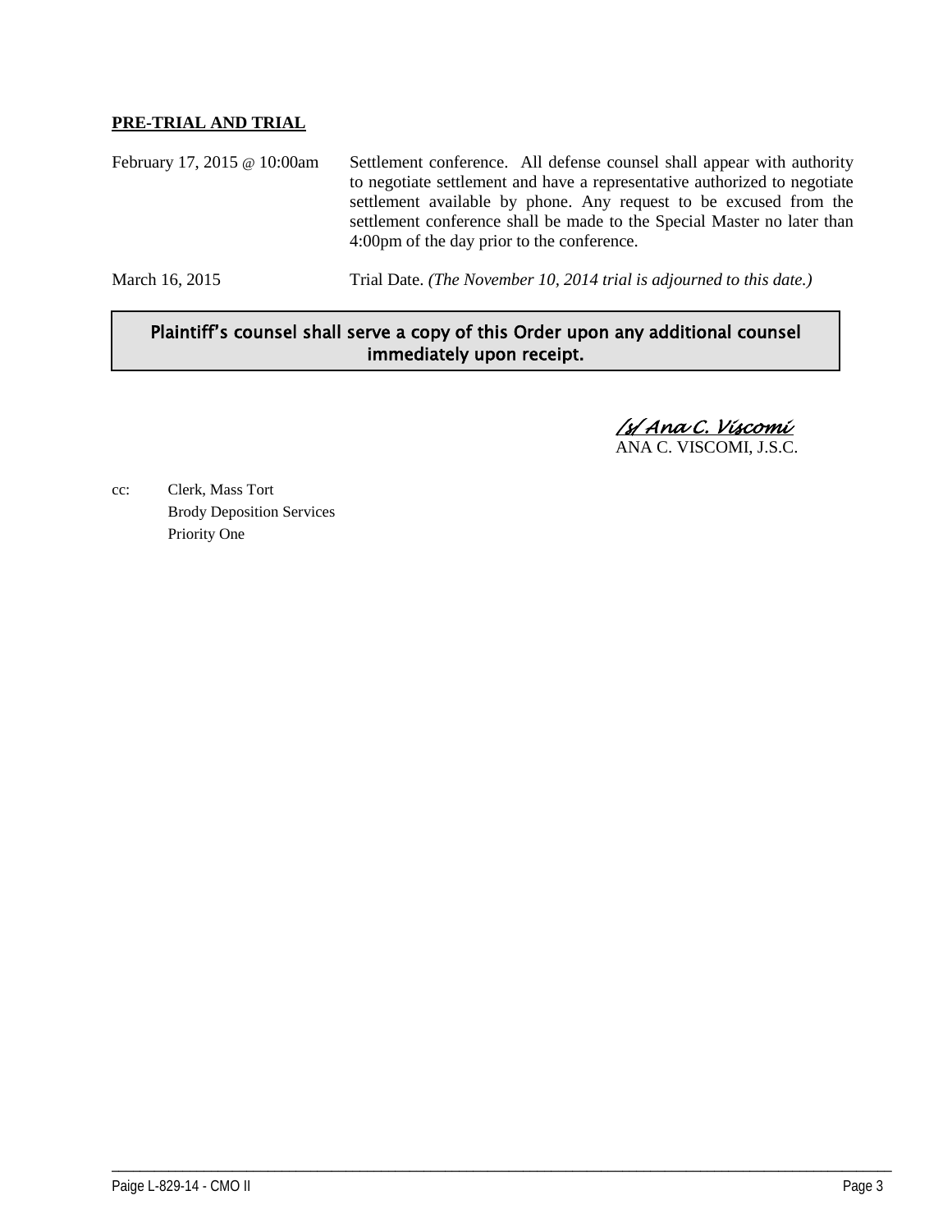**PRE-TRIAL AND TRIAL**

| | |
|---|---|
| February 17, 2015 @ 10:00am | Settlement conference. All defense counsel shall appear with authority to negotiate settlement and have a representative authorized to negotiate settlement available by phone. Any request to be excused from the settlement conference shall be made to the Special Master no later than 4:00pm of the day prior to the conference. |
| March 16, 2015 | Trial Date. *(The November 10, 2014 trial is adjourned to this date.)* |

**Plaintiff's counsel shall serve a copy of this Order upon any additional counsel immediately upon receipt.**

/s/ Ana C. Viscomi
ANA C. VISCOMI, J.S.C.

cc: Clerk, Mass Tort
Brody Deposition Services
Priority One